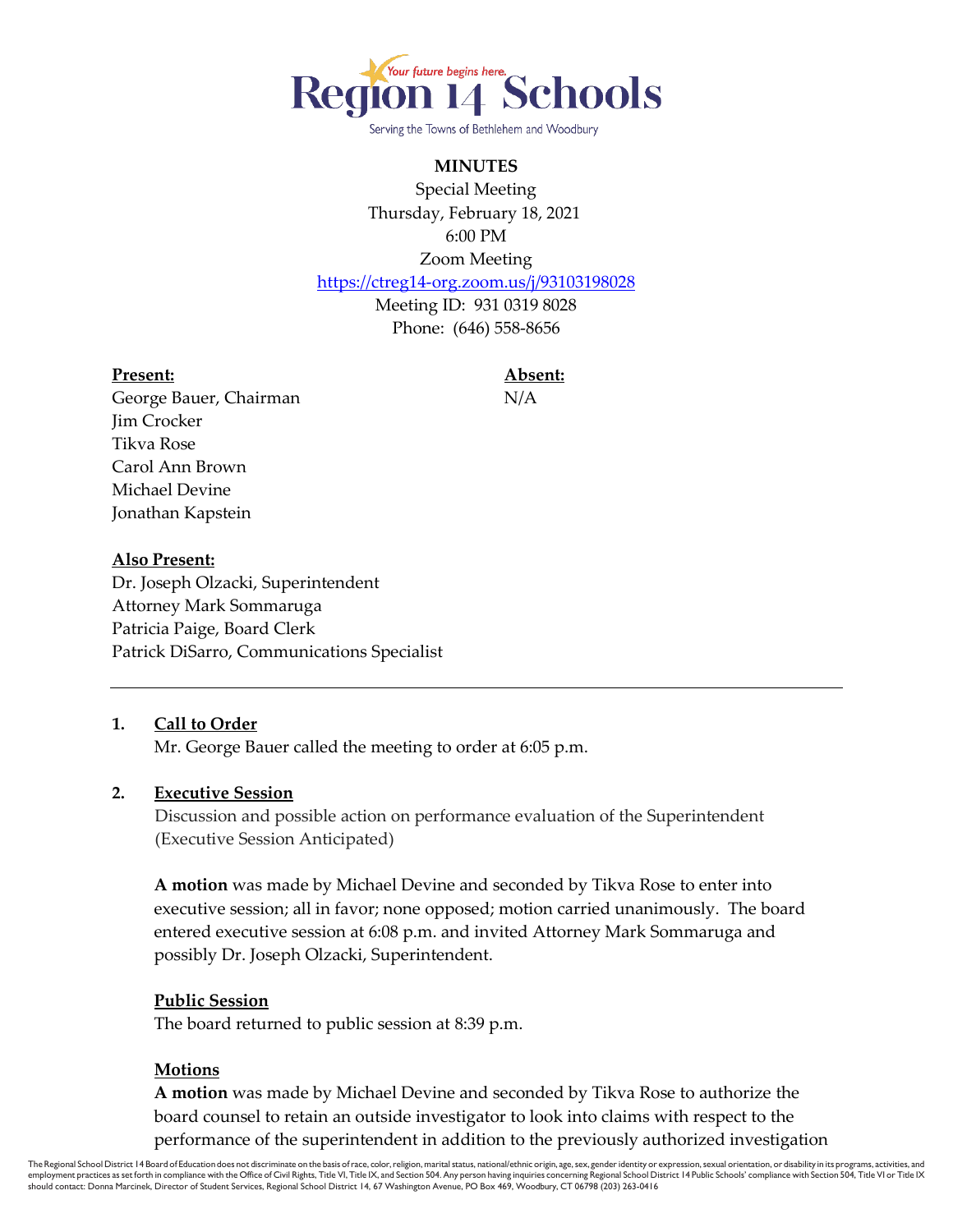Region 14 Schools

Your future begins here.

Serving the Towns of Bethlehem and Woodbury

**MINUTES**

Special Meeting
Thursday, February 18, 2021
6:00 PM
Zoom Meeting
https://ctreg14-org.zoom.us/j/93103198028
Meeting ID: 931 0319 8028
Phone: (646) 558-8656

**Present:**
George Bauer, Chairman
Jim Crocker
Tikva Rose
Carol Ann Brown
Michael Devine
Jonathan Kapstein

**Absent:**
N/A

**Also Present:**
Dr. Joseph Olzacki, Superintendent
Attorney Mark Sommaruga
Patricia Paige, Board Clerk
Patrick DiSarro, Communications Specialist

---

1. **Call to Order**

   Mr. George Bauer called the meeting to order at 6:05 p.m.

2. **Executive Session**

   Discussion and possible action on performance evaluation of the Superintendent (Executive Session Anticipated)

   **A motion** was made by Michael Devine and seconded by Tikva Rose to enter into executive session; all in favor; none opposed; motion carried unanimously. The board entered executive session at 6:08 p.m. and invited Attorney Mark Sommaruga and possibly Dr. Joseph Olzacki, Superintendent.

   **Public Session**

   The board returned to public session at 8:39 p.m.

   **Motions**

   **A motion** was made by Michael Devine and seconded by Tikva Rose to authorize the board counsel to retain an outside investigator to look into claims with respect to the performance of the superintendent in addition to the previously authorized investigation

The Regional School District 14 Board of Education does not discriminate on the basis of race, color, religion, marital status, national/ethnic origin, age, sex, gender identity or expression, sexual orientation, or disability in its programs, activities, and employment practices as set forth in compliance with the Office of Civil Rights, Title VI, Title IX, and Section 504. Any person having inquiries concerning Regional School District 14 Public Schools' compliance with Section 504, Title VI or Title IX should contact: Donna Marcinek, Director of Student Services, Regional School District 14, 67 Washington Avenue, PO Box 469, Woodbury, CT 06798 (203) 263-0416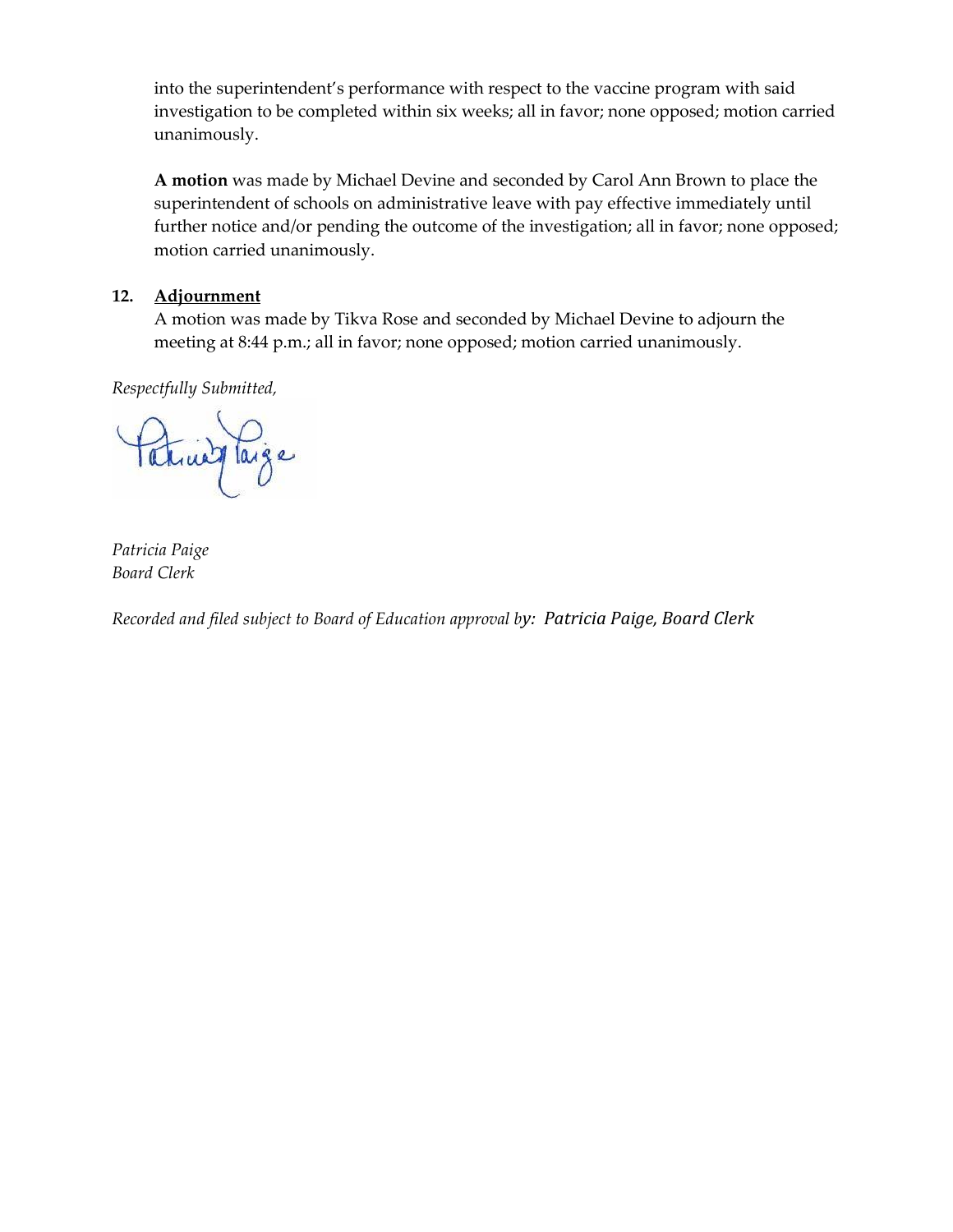into the superintendent's performance with respect to the vaccine program with said investigation to be completed within six weeks; all in favor; none opposed; motion carried unanimously.

**A motion** was made by Michael Devine and seconded by Carol Ann Brown to place the superintendent of schools on administrative leave with pay effective immediately until further notice and/or pending the outcome of the investigation; all in favor; none opposed; motion carried unanimously.

**12. Adjournment**

A motion was made by Tikva Rose and seconded by Michael Devine to adjourn the meeting at 8:44 p.m.; all in favor; none opposed; motion carried unanimously.

*Respectfully Submitted,*

*Patricia Paige*
*Board Clerk*

*Recorded and filed subject to Board of Education approval by: Patricia Paige, Board Clerk*